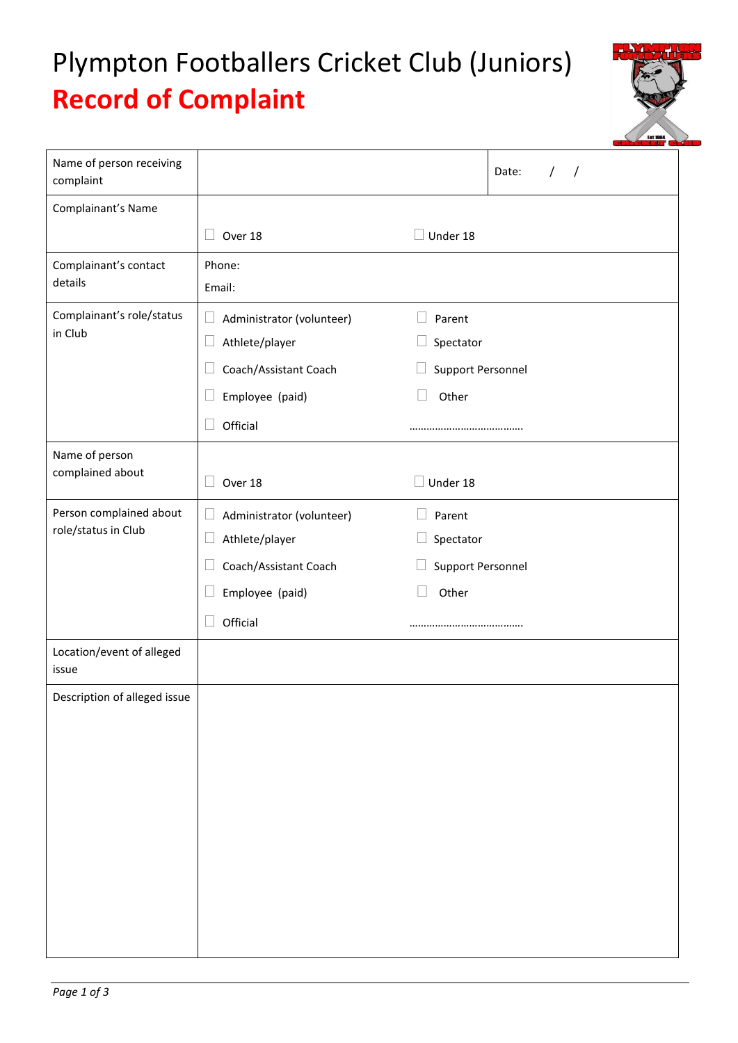# Plympton Footballers Cricket Club (Juniors)

## Record of Complaint

| | | |
|---|---|---|
| Name of person receiving complaint | | Date: / / |
| Complainant's Name | ☐ Over 18 ☐ Under 18 | |
| Complainant's contact details | Phone:<br>Email: | |
| Complainant's role/status in Club | ☐ Administrator (volunteer)<br>☐ Athlete/player<br>☐ Coach/Assistant Coach<br>☐ Employee (paid)<br>☐ Official | ☐ Parent<br>☐ Spectator<br>☐ Support Personnel<br>☐ Other<br>………………………………… |
| Name of person complained about | ☐ Over 18 ☐ Under 18 | |
| Person complained about role/status in Club | ☐ Administrator (volunteer)<br>☐ Athlete/player<br>☐ Coach/Assistant Coach<br>☐ Employee (paid)<br>☐ Official | ☐ Parent<br>☐ Spectator<br>☐ Support Personnel<br>☐ Other<br>………………………………… |
| Location/event of alleged issue | | |
| Description of alleged issue | | |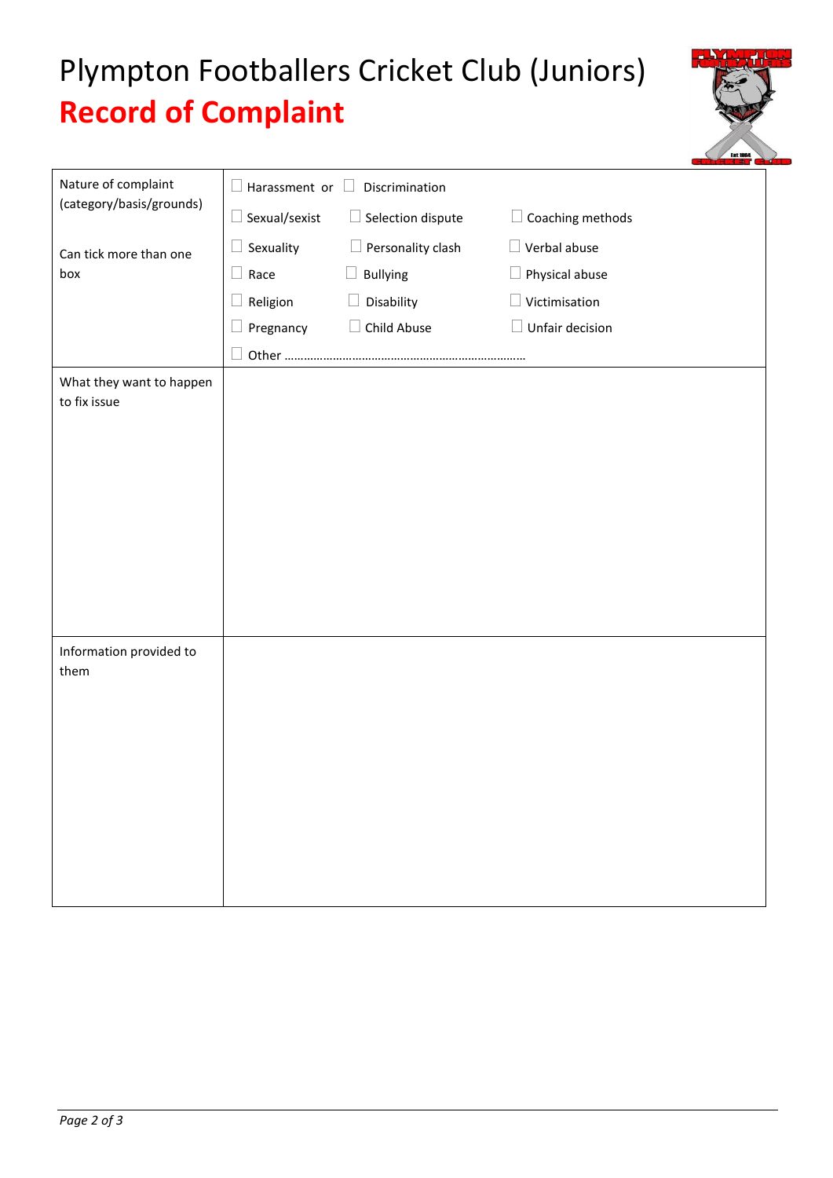# Plympton Footballers Cricket Club (Juniors)

## **Record of Complaint**

| | |
|---|---|
| Nature of complaint (category/basis/grounds)<br><br>Can tick more than one box | ☐ Harassment or ☐ Discrimination<br>☐ Sexual/sexist ☐ Selection dispute ☐ Coaching methods<br>☐ Sexuality ☐ Personality clash ☐ Verbal abuse<br>☐ Race ☐ Bullying ☐ Physical abuse<br>☐ Religion ☐ Disability ☐ Victimisation<br>☐ Pregnancy ☐ Child Abuse ☐ Unfair decision<br>☐ Other ………………………………………………………………… |
| What they want to happen to fix issue | |
| Information provided to them | |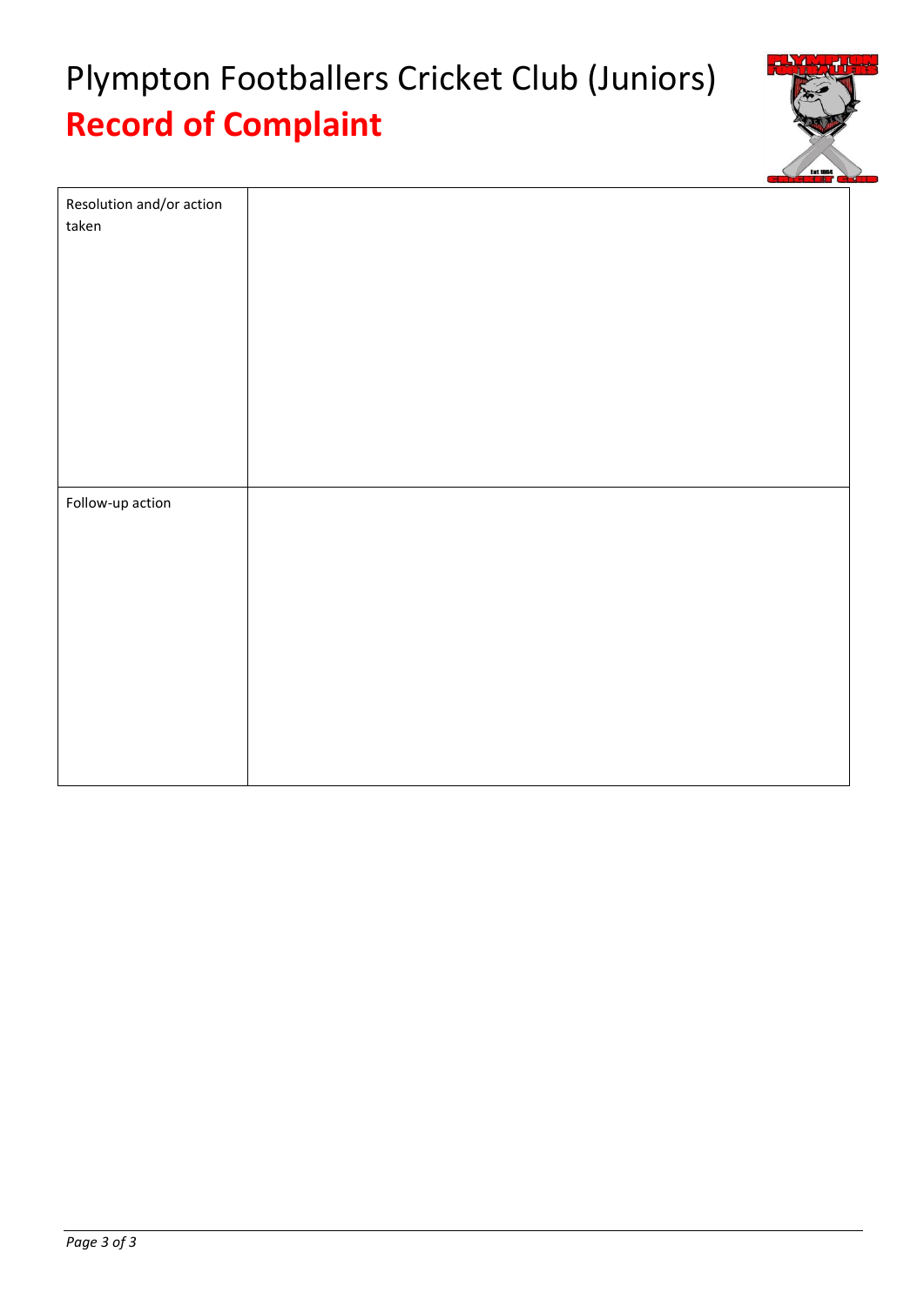# Plympton Footballers Cricket Club (Juniors)

## Record of Complaint

| | |
|---|---|
| Resolution and/or action taken | |
| Follow-up action | |